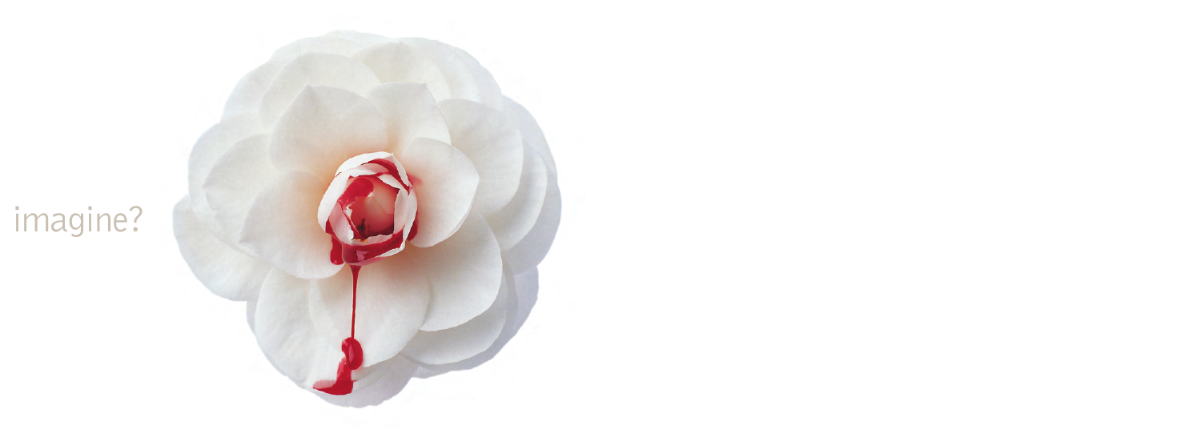imagine?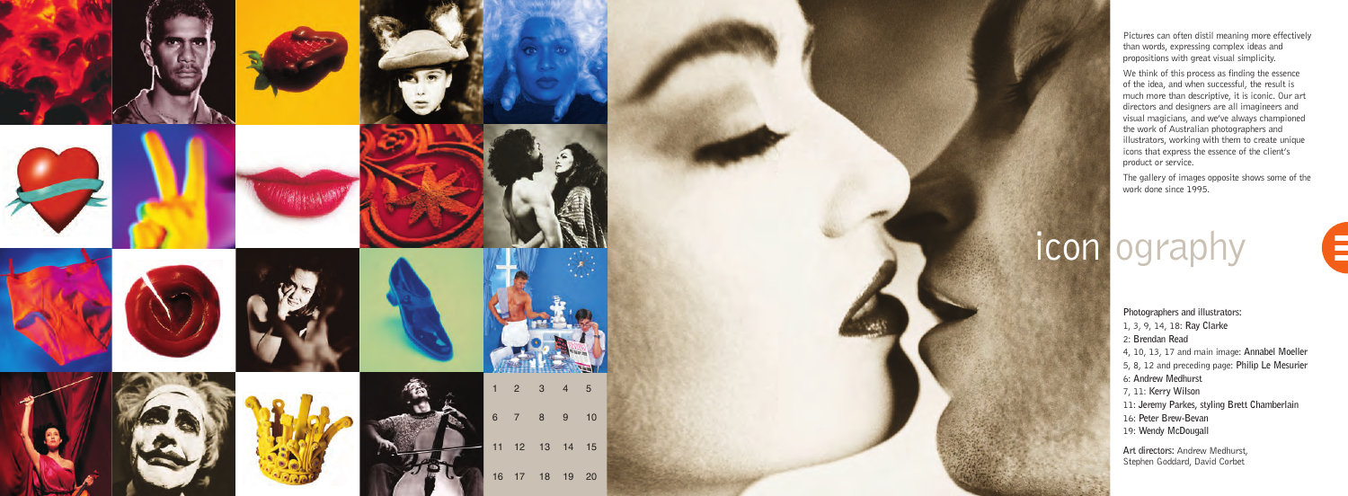| 1 | 2 | 3 | 4 | 5 |
|---|---|---|---|---|
| 6 | 7 | 8 | 9 | 10 |
| 11 | 12 | 13 | 14 | 15 |
| 16 | 17 | 18 | 19 | 20 |

Pictures can often distil meaning more effectively than words, expressing complex ideas and propositions with great visual simplicity.

We think of this process as finding the essence of the idea, and when successful, the result is much more than descriptive, it is iconic. Our art directors and designers are all imagineers and visual magicians, and we've always championed the work of Australian photographers and illustrators, working with them to create unique icons that express the essence of the client's product or service.

The gallery of images opposite shows some of the work done since 1995.

# icon ography

**Photographers and illustrators:**
1, 3, 9, 14, 18: **Ray Clarke**
2: **Brendan Read**
4, 10, 13, 17 and main image: **Annabel Moeller**
5, 8, 12 and preceding page: **Philip Le Mesurier**
6: **Andrew Medhurst**
7, 11: **Kerry Wilson**
11: **Jeremy Parkes, styling Brett Chamberlain**
16: **Peter Brew-Bevan**
19: **Wendy McDougall**

**Art directors:** Andrew Medhurst, Stephen Goddard, David Corbet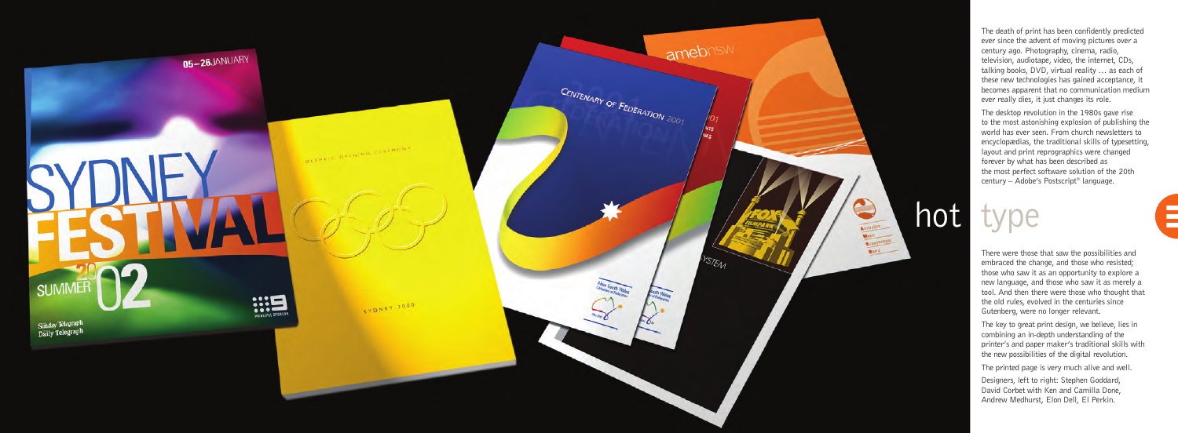The death of print has been confidently predicted ever since the advent of moving pictures over a century ago. Photography, cinema, radio, television, audiotape, video, the internet, CDs, talking books, DVD, virtual reality … as each of these new technologies has gained acceptance, it becomes apparent that no communication medium ever really dies, it just changes its role.

The desktop revolution in the 1980s gave rise to the most astonishing explosion of publishing the world has ever seen. From church newsletters to encyclopaedias, the traditional skills of typesetting, layout and print reprographics were changed forever by what has been described as the most perfect software solution of the 20th century – Adobe's Postscript® language.

# hot type

There were those that saw the possibilities and embraced the change, and those who resisted; those who saw it as an opportunity to explore a new language, and those who saw it as merely a tool. And then there were those who thought that the old rules, evolved in the centuries since Gutenberg, were no longer relevant.

The key to great print design, we believe, lies in combining an in-depth understanding of the printer's and paper maker's traditional skills with the new possibilities of the digital revolution.

The printed page is very much alive and well.

Designers, left to right: Stephen Goddard, David Corbet with Ken and Camilla Done, Andrew Medhurst, Elon Dell, El Perkin.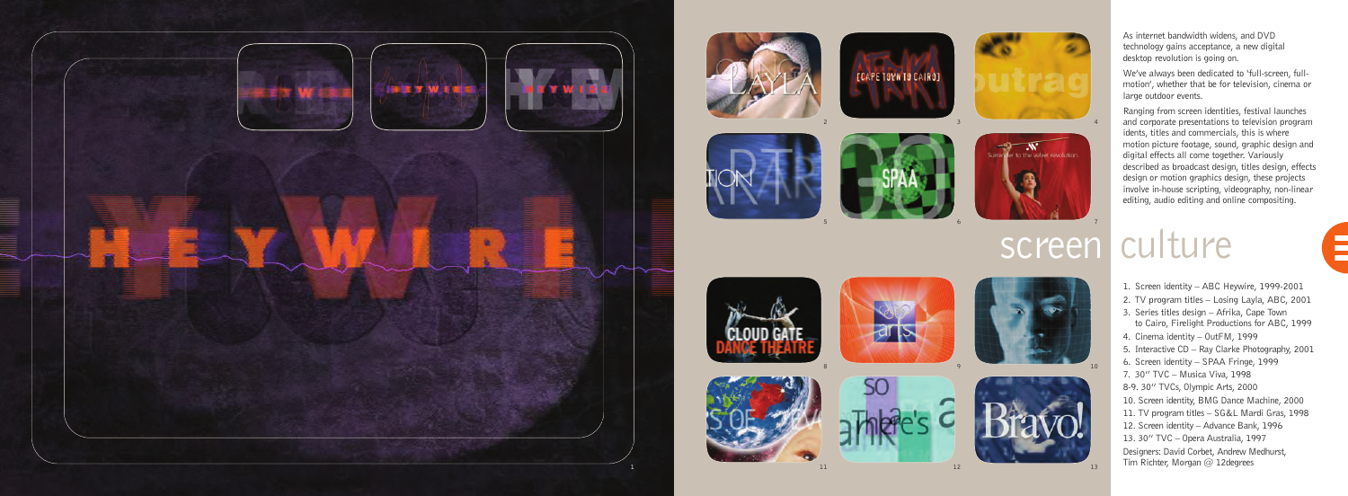As internet bandwidth widens, and DVD technology gains acceptance, a new digital desktop revolution is going on.

We've always been dedicated to 'full-screen, full-motion', whether that be for television, cinema or large outdoor events.

Ranging from screen identities, festival launches and corporate presentations to television program idents, titles and commercials, this is where motion picture footage, sound, graphic design and digital effects all come together. Variously described as broadcast design, titles design, effects design or motion graphics design, these projects involve in-house scripting, videography, non-linear editing, audio editing and online compositing.

# screen culture

1. Screen identity – ABC Heywire, 1999-2001
2. TV program titles – Losing Layla, ABC, 2001
3. Series titles design – Afrika, Cape Town to Cairo, Firelight Productions for ABC, 1999
4. Cinema identity – OutFM, 1999
5. Interactive CD – Ray Clarke Photography, 2001
6. Screen identity – SPAA Fringe, 1999
7. 30" TVC – Musica Viva, 1998

8-9. 30" TVCs, Olympic Arts, 2000

10. Screen identity, BMG Dance Machine, 2000
11. TV program titles – SG&L Mardi Gras, 1998
12. Screen identity – Advance Bank, 1996
13. 30" TVC – Opera Australia, 1997

Designers: David Corbet, Andrew Medhurst, Tim Richter, Morgan @ 12degrees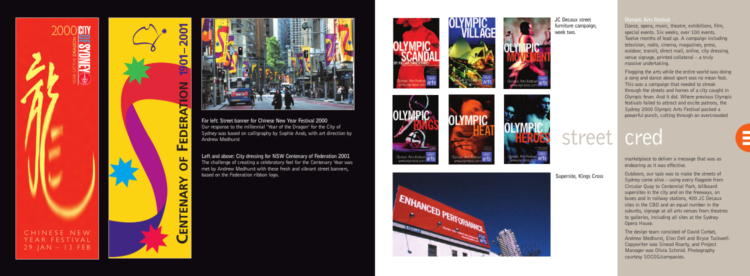**Far left: Street banner for Chinese New Year Festival 2000**
Our response to the millennial 'Year of the Dragon' for the City of Sydney was based on calligraphy by Sophie Arab, with art direction by Andrew Medhurst

**Left and above: City dressing for NSW Centenary of Federation 2001**
The challenge of creating a celebratory feel for the Centenary Year was met by Andrew Medhurst with these fresh and vibrant street banners, based on the Federation ribbon logo.

**JC Decaux street furniture campaign, week two.**

**Supersite, Kings Cross**

# street cred

**Olympic Arts Festival**

Dance, opera, music, theatre, exhibitions, film, special events. Six weeks, over 100 events. Twelve months of lead up. A campaign including television, radio, cinema, magazines, press, outdoor, transit, direct mail, online, city dressing, venue signage, printed collateral – a truly massive undertaking.

Flogging the arts while the entire world was doing a song and dance about sport was no mean feat. This was a campaign that needed to streak through the streets and homes of a city caught in Olympic fever. And it did. Where previous Olympic festivals failed to attract and excite patrons, the Sydney 2000 Olympic Arts Festival packed a powerful punch, cutting through an overcrowded marketplace to deliver a message that was as endearing as it was effective.

Outdoors, our task was to make the streets of Sydney come alive – using every flagpole from Circular Quay to Centennial Park, billboard supersites in the city and on the freeways, on buses and in railway stations, 400 JC Decaux sites in the CBD and an equal number in the suburbs, signage at all arts venues from theatres to galleries, including all sites at the Sydney Opera House.

The design team consisted of David Corbet, Andrew Medhurst, Elon Dell and Bryce Tuckwell. Copywriter was Sinead Roarty, and Project Manager was Olivia Schmid. Photography courtesy SOCOG/companies.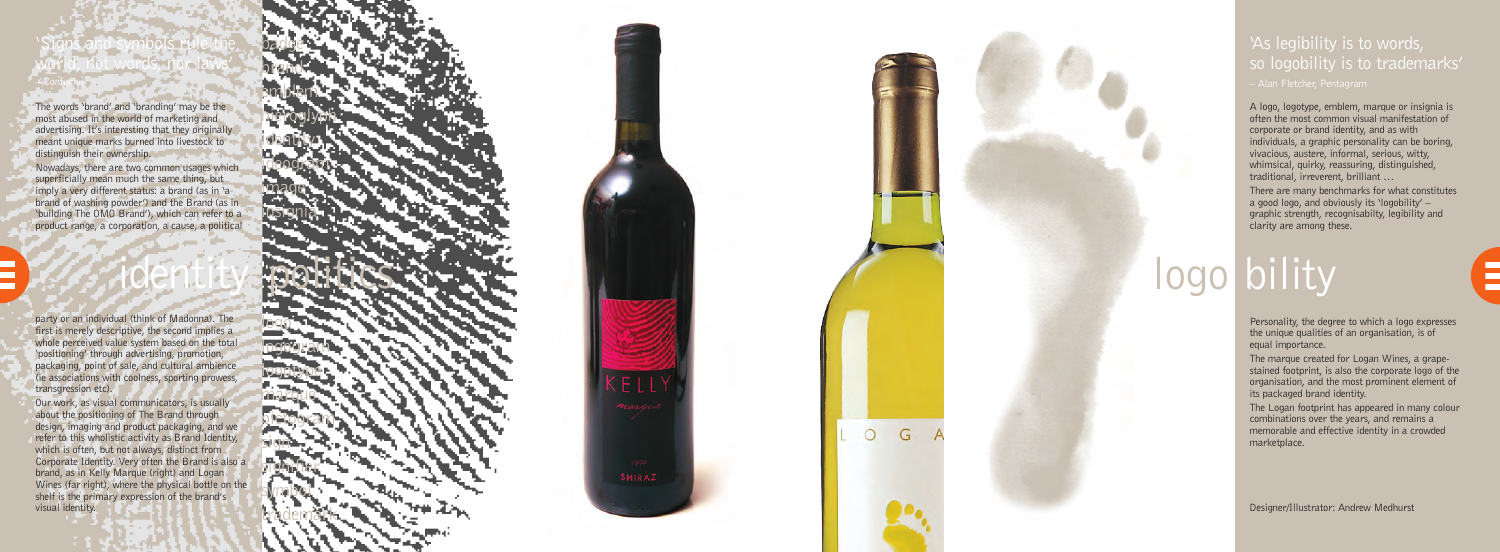## 'Signs and symbols rule the world, not words, nor laws'

– Confucius

The words 'brand' and 'branding' may be the most abused in the world of marketing and advertising. It's interesting that they originally meant unique marks burned into livestock to distinguish their ownership.

Nowadays, there are two common usages which superficially mean much the same thing, but imply a very different status: a brand (as in 'a brand of washing powder') and the Brand (as in 'building The OMO Brand'), which can refer to a product range, a corporation, a cause, a political party or an individual (think of Madonna). The first is merely descriptive, the second implies a whole perceived value system based on the total 'positioning' through advertising, promotion, packaging, point of sale, and cultural ambience (ie associations with coolness, sporting prowess, transgression etc).

Our work, as visual communicators, is usually about the positioning of The Brand through design, imaging and product packaging, and we refer to this wholistic activity as Brand Identity, which is often, but not always, distinct from Corporate Identity. Very often the Brand is also a brand, as in Kelly Marque (right) and Logan Wines (far right), where the physical bottle on the shelf is the primary expression of the brand's visual identity.

# identity politics

## 'As legibility is to words, so logobility is to trademarks'

– Alan Fletcher, Pentagram

A logo, logotype, emblem, marque or insignia is often the most common visual manifestation of corporate or brand identity, and as with individuals, a graphic personality can be boring, vivacious, austere, informal, serious, witty, whimsical, quirky, reassuring, distinguished, traditional, irreverent, brilliant …

There are many benchmarks for what constitutes a good logo, and obviously its 'logobility' – graphic strength, recognisabilty, legibility and clarity are among these.

# logo bility

Personality, the degree to which a logo expresses the unique qualities of an organisation, is of equal importance.

The marque created for Logan Wines, a grape-stained footprint, is also the corporate logo of the organisation, and the most prominent element of its packaged brand identity.

The Logan footprint has appeared in many colour combinations over the years, and remains a memorable and effective identity in a crowded marketplace.

Designer/Illustrator: Andrew Medhurst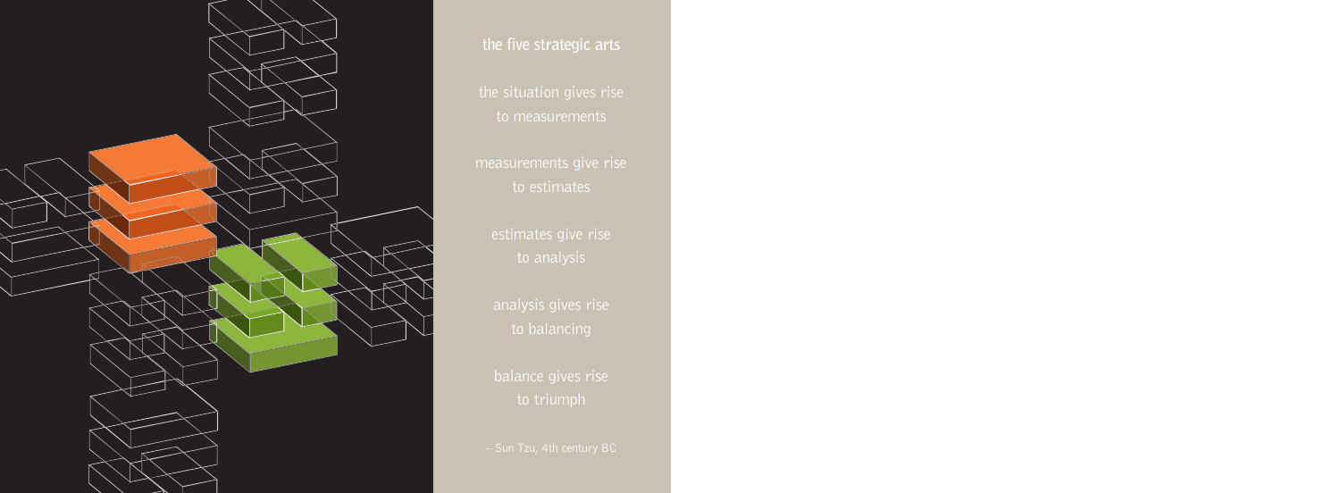the five strategic arts

the situation gives rise
to measurements

measurements give rise
to estimates

estimates give rise
to analysis

analysis gives rise
to balancing

balance gives rise
to triumph

– Sun Tzu, 4th century BC